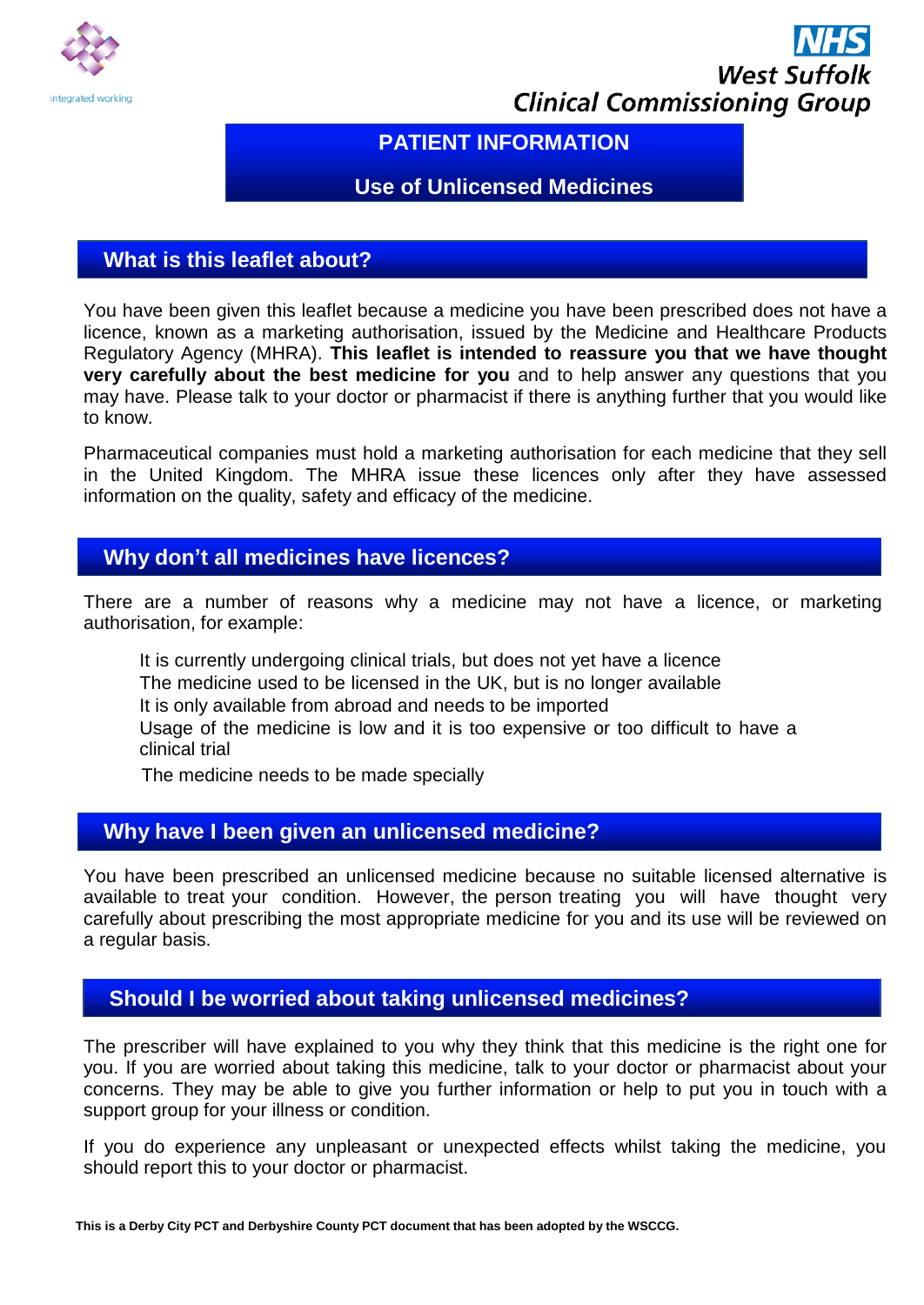integrated working

NHS
West Suffolk
Clinical Commissioning Group

# PATIENT INFORMATION

## Use of Unlicensed Medicines

## What is this leaflet about?

You have been given this leaflet because a medicine you have been prescribed does not have a licence, known as a marketing authorisation, issued by the Medicine and Healthcare Products Regulatory Agency (MHRA). **This leaflet is intended to reassure you that we have thought very carefully about the best medicine for you** and to help answer any questions that you may have. Please talk to your doctor or pharmacist if there is anything further that you would like to know.

Pharmaceutical companies must hold a marketing authorisation for each medicine that they sell in the United Kingdom. The MHRA issue these licences only after they have assessed information on the quality, safety and efficacy of the medicine.

## Why don't all medicines have licences?

There are a number of reasons why a medicine may not have a licence, or marketing authorisation, for example:

- It is currently undergoing clinical trials, but does not yet have a licence
- The medicine used to be licensed in the UK, but is no longer available
- It is only available from abroad and needs to be imported
- Usage of the medicine is low and it is too expensive or too difficult to have a clinical trial
- The medicine needs to be made specially

## Why have I been given an unlicensed medicine?

You have been prescribed an unlicensed medicine because no suitable licensed alternative is available to treat your condition. However, the person treating you will have thought very carefully about prescribing the most appropriate medicine for you and its use will be reviewed on a regular basis.

## Should I be worried about taking unlicensed medicines?

The prescriber will have explained to you why they think that this medicine is the right one for you. If you are worried about taking this medicine, talk to your doctor or pharmacist about your concerns. They may be able to give you further information or help to put you in touch with a support group for your illness or condition.

If you do experience any unpleasant or unexpected effects whilst taking the medicine, you should report this to your doctor or pharmacist.

**This is a Derby City PCT and Derbyshire County PCT document that has been adopted by the WSCCG.**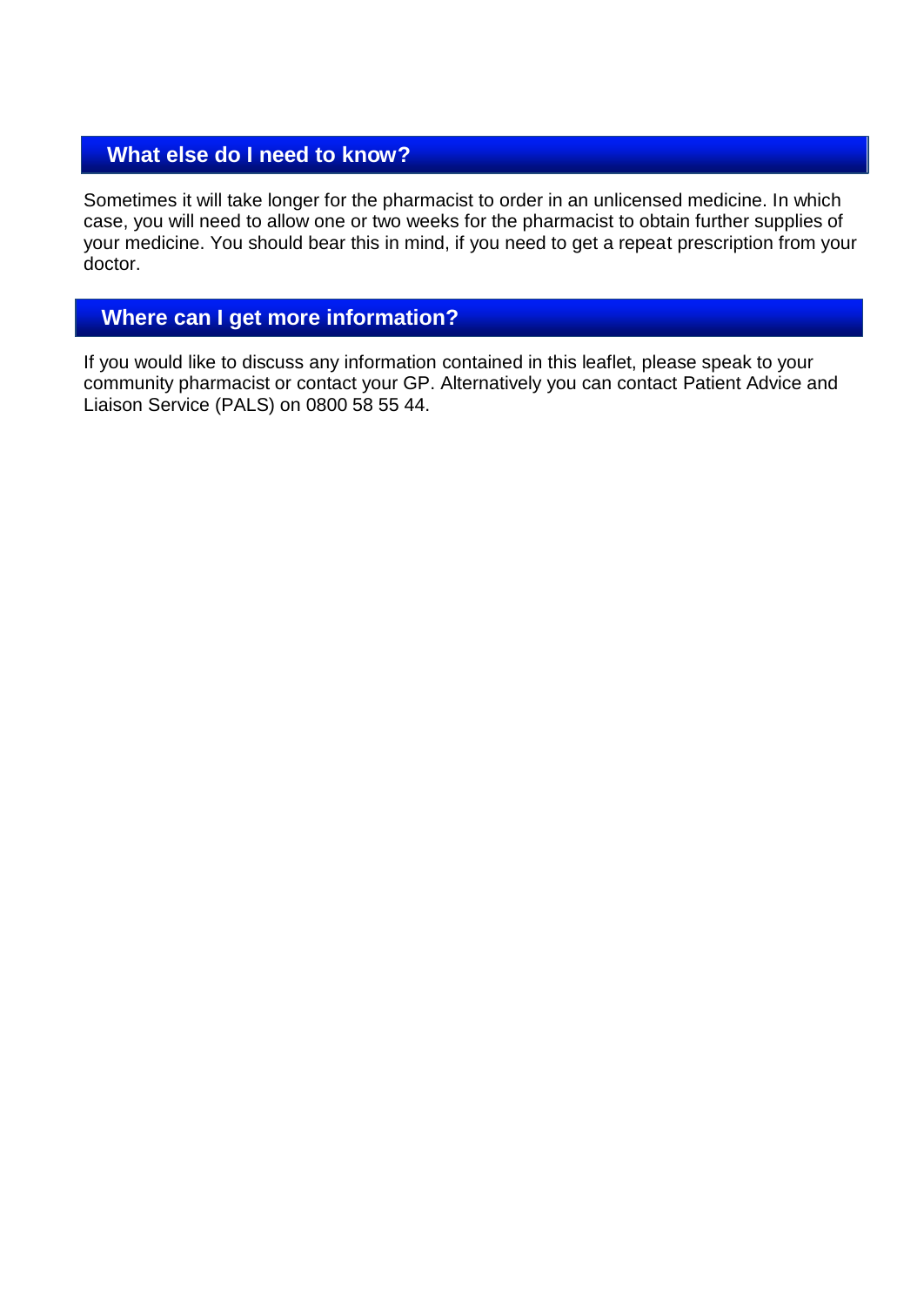## What else do I need to know?

Sometimes it will take longer for the pharmacist to order in an unlicensed medicine. In which case, you will need to allow one or two weeks for the pharmacist to obtain further supplies of your medicine. You should bear this in mind, if you need to get a repeat prescription from your doctor.

## Where can I get more information?

If you would like to discuss any information contained in this leaflet, please speak to your community pharmacist or contact your GP. Alternatively you can contact Patient Advice and Liaison Service (PALS) on 0800 58 55 44.